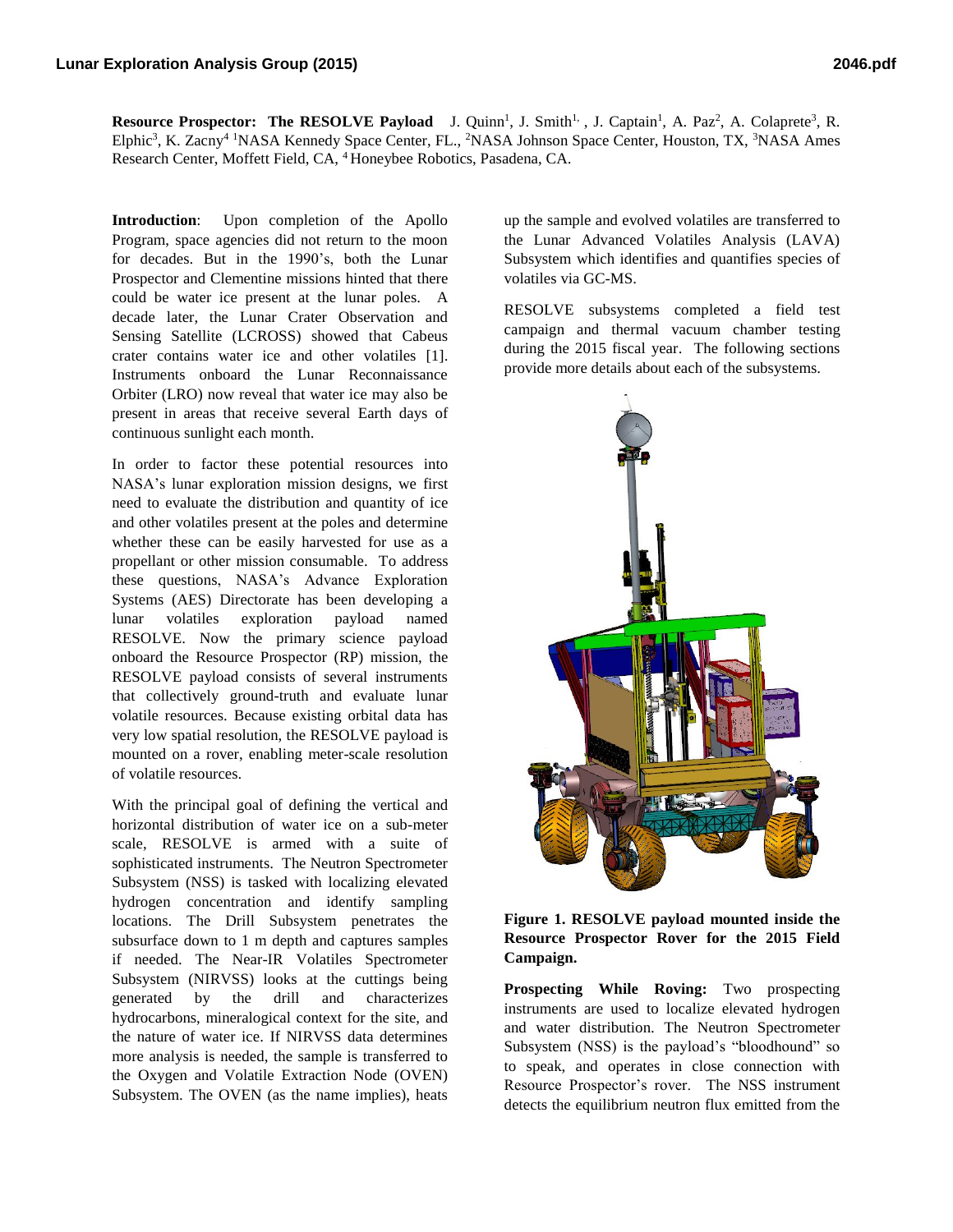**Resource Prospector: The RESOLVE Payload** J. Quinn[1], J. Smith[1], , J. Captain[1], A. Paz[2], A. Colaprete[3], R. Elphic[3], K. Zacny[4] [1]NASA Kennedy Space Center, FL., [2]NASA Johnson Space Center, Houston, TX, [3]NASA Ames Research Center, Moffett Field, CA, [4]Honeybee Robotics, Pasadena, CA.

**Introduction**: Upon completion of the Apollo Program, space agencies did not return to the moon for decades. But in the 1990's, both the Lunar Prospector and Clementine missions hinted that there could be water ice present at the lunar poles. A decade later, the Lunar Crater Observation and Sensing Satellite (LCROSS) showed that Cabeus crater contains water ice and other volatiles [1]. Instruments onboard the Lunar Reconnaissance Orbiter (LRO) now reveal that water ice may also be present in areas that receive several Earth days of continuous sunlight each month.

In order to factor these potential resources into NASA's lunar exploration mission designs, we first need to evaluate the distribution and quantity of ice and other volatiles present at the poles and determine whether these can be easily harvested for use as a propellant or other mission consumable. To address these questions, NASA's Advance Exploration Systems (AES) Directorate has been developing a lunar volatiles exploration payload named RESOLVE. Now the primary science payload onboard the Resource Prospector (RP) mission, the RESOLVE payload consists of several instruments that collectively ground-truth and evaluate lunar volatile resources. Because existing orbital data has very low spatial resolution, the RESOLVE payload is mounted on a rover, enabling meter-scale resolution of volatile resources.

With the principal goal of defining the vertical and horizontal distribution of water ice on a sub-meter scale, RESOLVE is armed with a suite of sophisticated instruments. The Neutron Spectrometer Subsystem (NSS) is tasked with localizing elevated hydrogen concentration and identify sampling locations. The Drill Subsystem penetrates the subsurface down to 1 m depth and captures samples if needed. The Near-IR Volatiles Spectrometer Subsystem (NIRVSS) looks at the cuttings being generated by the drill and characterizes hydrocarbons, mineralogical context for the site, and the nature of water ice. If NIRVSS data determines more analysis is needed, the sample is transferred to the Oxygen and Volatile Extraction Node (OVEN) Subsystem. The OVEN (as the name implies), heats up the sample and evolved volatiles are transferred to the Lunar Advanced Volatiles Analysis (LAVA) Subsystem which identifies and quantifies species of volatiles via GC-MS.

RESOLVE subsystems completed a field test campaign and thermal vacuum chamber testing during the 2015 fiscal year. The following sections provide more details about each of the subsystems.

**Figure 1. RESOLVE payload mounted inside the Resource Prospector Rover for the 2015 Field Campaign.**

**Prospecting While Roving:** Two prospecting instruments are used to localize elevated hydrogen and water distribution. The Neutron Spectrometer Subsystem (NSS) is the payload's "bloodhound" so to speak, and operates in close connection with Resource Prospector's rover. The NSS instrument detects the equilibrium neutron flux emitted from the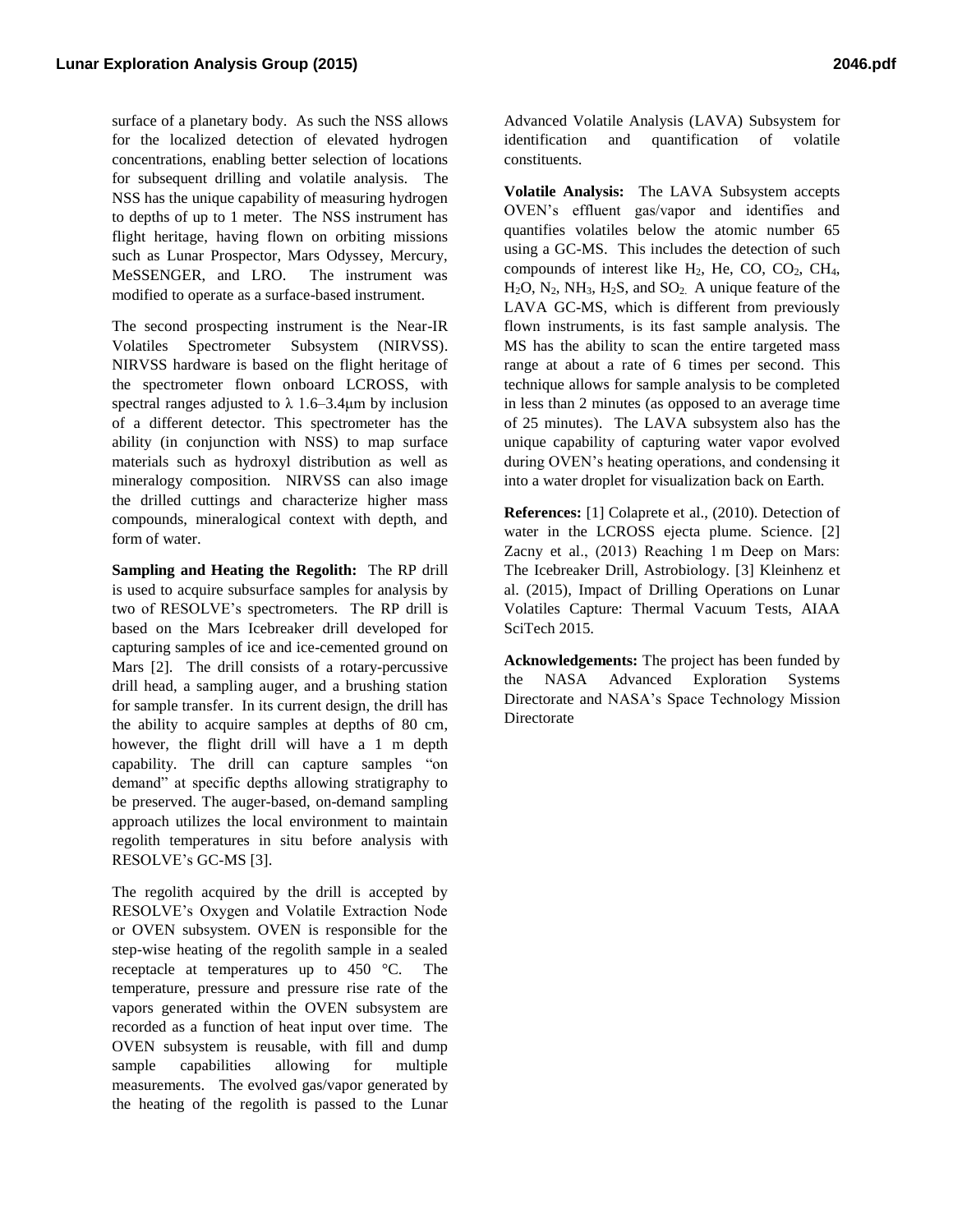surface of a planetary body. As such the NSS allows for the localized detection of elevated hydrogen concentrations, enabling better selection of locations for subsequent drilling and volatile analysis. The NSS has the unique capability of measuring hydrogen to depths of up to 1 meter. The NSS instrument has flight heritage, having flown on orbiting missions such as Lunar Prospector, Mars Odyssey, Mercury, MeSSENGER, and LRO. The instrument was modified to operate as a surface-based instrument.

The second prospecting instrument is the Near-IR Volatiles Spectrometer Subsystem (NIRVSS). NIRVSS hardware is based on the flight heritage of the spectrometer flown onboard LCROSS, with spectral ranges adjusted to λ 1.6–3.4μm by inclusion of a different detector. This spectrometer has the ability (in conjunction with NSS) to map surface materials such as hydroxyl distribution as well as mineralogy composition. NIRVSS can also image the drilled cuttings and characterize higher mass compounds, mineralogical context with depth, and form of water.

**Sampling and Heating the Regolith:** The RP drill is used to acquire subsurface samples for analysis by two of RESOLVE's spectrometers. The RP drill is based on the Mars Icebreaker drill developed for capturing samples of ice and ice-cemented ground on Mars [2]. The drill consists of a rotary-percussive drill head, a sampling auger, and a brushing station for sample transfer. In its current design, the drill has the ability to acquire samples at depths of 80 cm, however, the flight drill will have a 1 m depth capability. The drill can capture samples "on demand" at specific depths allowing stratigraphy to be preserved. The auger-based, on-demand sampling approach utilizes the local environment to maintain regolith temperatures in situ before analysis with RESOLVE's GC-MS [3].

The regolith acquired by the drill is accepted by RESOLVE's Oxygen and Volatile Extraction Node or OVEN subsystem. OVEN is responsible for the step-wise heating of the regolith sample in a sealed receptacle at temperatures up to 450 °C. The temperature, pressure and pressure rise rate of the vapors generated within the OVEN subsystem are recorded as a function of heat input over time. The OVEN subsystem is reusable, with fill and dump sample capabilities allowing for multiple measurements. The evolved gas/vapor generated by the heating of the regolith is passed to the Lunar Advanced Volatile Analysis (LAVA) Subsystem for identification and quantification of volatile constituents.

**Volatile Analysis:** The LAVA Subsystem accepts OVEN's effluent gas/vapor and identifies and quantifies volatiles below the atomic number 65 using a GC-MS. This includes the detection of such compounds of interest like $H_2$, He, CO, $CO_2$, $CH_4$, $H_2O$, $N_2$, $NH_3$, $H_2S$, and $SO_2$. A unique feature of the LAVA GC-MS, which is different from previously flown instruments, is its fast sample analysis. The MS has the ability to scan the entire targeted mass range at about a rate of 6 times per second. This technique allows for sample analysis to be completed in less than 2 minutes (as opposed to an average time of 25 minutes). The LAVA subsystem also has the unique capability of capturing water vapor evolved during OVEN's heating operations, and condensing it into a water droplet for visualization back on Earth.

**References:** [1] Colaprete et al., (2010). Detection of water in the LCROSS ejecta plume. Science. [2] Zacny et al., (2013) Reaching 1 m Deep on Mars: The Icebreaker Drill, Astrobiology. [3] Kleinhenz et al. (2015), Impact of Drilling Operations on Lunar Volatiles Capture: Thermal Vacuum Tests, AIAA SciTech 2015.

**Acknowledgements:** The project has been funded by the NASA Advanced Exploration Systems Directorate and NASA's Space Technology Mission Directorate